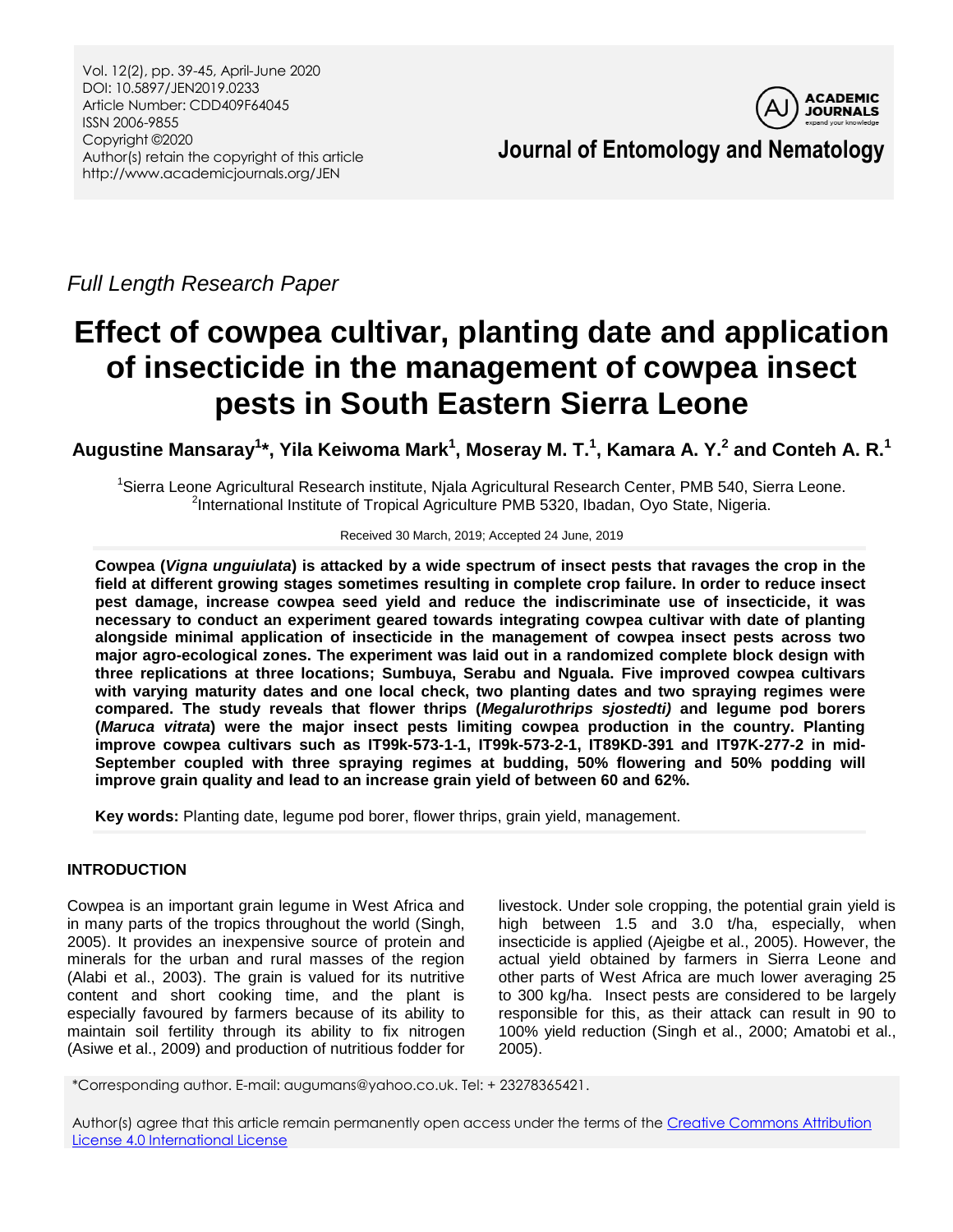*Full Length Research Paper*

# Effect of cowpea cultivar, planting date and application of insecticide in the management of cowpea insect pests in South Eastern Sierra Leone

**Augustine Mansaray[1]*, Yila Keiwoma Mark[1], Moseray M. T.[1], Kamara A. Y.[2] and Conteh A. R.[1]**

[1]Sierra Leone Agricultural Research institute, Njala Agricultural Research Center, PMB 540, Sierra Leone.
[2]International Institute of Tropical Agriculture PMB 5320, Ibadan, Oyo State, Nigeria.

Received 30 March, 2019; Accepted 24 June, 2019

**Cowpea (*Vigna unguiulata*) is attacked by a wide spectrum of insect pests that ravages the crop in the field at different growing stages sometimes resulting in complete crop failure. In order to reduce insect pest damage, increase cowpea seed yield and reduce the indiscriminate use of insecticide, it was necessary to conduct an experiment geared towards integrating cowpea cultivar with date of planting alongside minimal application of insecticide in the management of cowpea insect pests across two major agro-ecological zones. The experiment was laid out in a randomized complete block design with three replications at three locations; Sumbuya, Serabu and Nguala. Five improved cowpea cultivars with varying maturity dates and one local check, two planting dates and two spraying regimes were compared. The study reveals that flower thrips (*Megalurothrips sjostedti)* and legume pod borers (*Maruca vitrata*) were the major insect pests limiting cowpea production in the country. Planting improve cowpea cultivars such as IT99k-573-1-1, IT99k-573-2-1, IT89KD-391 and IT97K-277-2 in mid-September coupled with three spraying regimes at budding, 50% flowering and 50% podding will improve grain quality and lead to an increase grain yield of between 60 and 62%.**

**Key words:** Planting date, legume pod borer, flower thrips, grain yield, management.

## INTRODUCTION

Cowpea is an important grain legume in West Africa and in many parts of the tropics throughout the world (Singh, 2005). It provides an inexpensive source of protein and minerals for the urban and rural masses of the region (Alabi et al., 2003). The grain is valued for its nutritive content and short cooking time, and the plant is especially favoured by farmers because of its ability to maintain soil fertility through its ability to fix nitrogen (Asiwe et al., 2009) and production of nutritious fodder for livestock. Under sole cropping, the potential grain yield is high between 1.5 and 3.0 t/ha, especially, when insecticide is applied (Ajeigbe et al., 2005). However, the actual yield obtained by farmers in Sierra Leone and other parts of West Africa are much lower averaging 25 to 300 kg/ha. Insect pests are considered to be largely responsible for this, as their attack can result in 90 to 100% yield reduction (Singh et al., 2000; Amatobi et al., 2005).

*Corresponding author. E-mail: augumans@yahoo.co.uk. Tel: + 23278365421.

Author(s) agree that this article remain permanently open access under the terms of the Creative Commons Attribution License 4.0 International License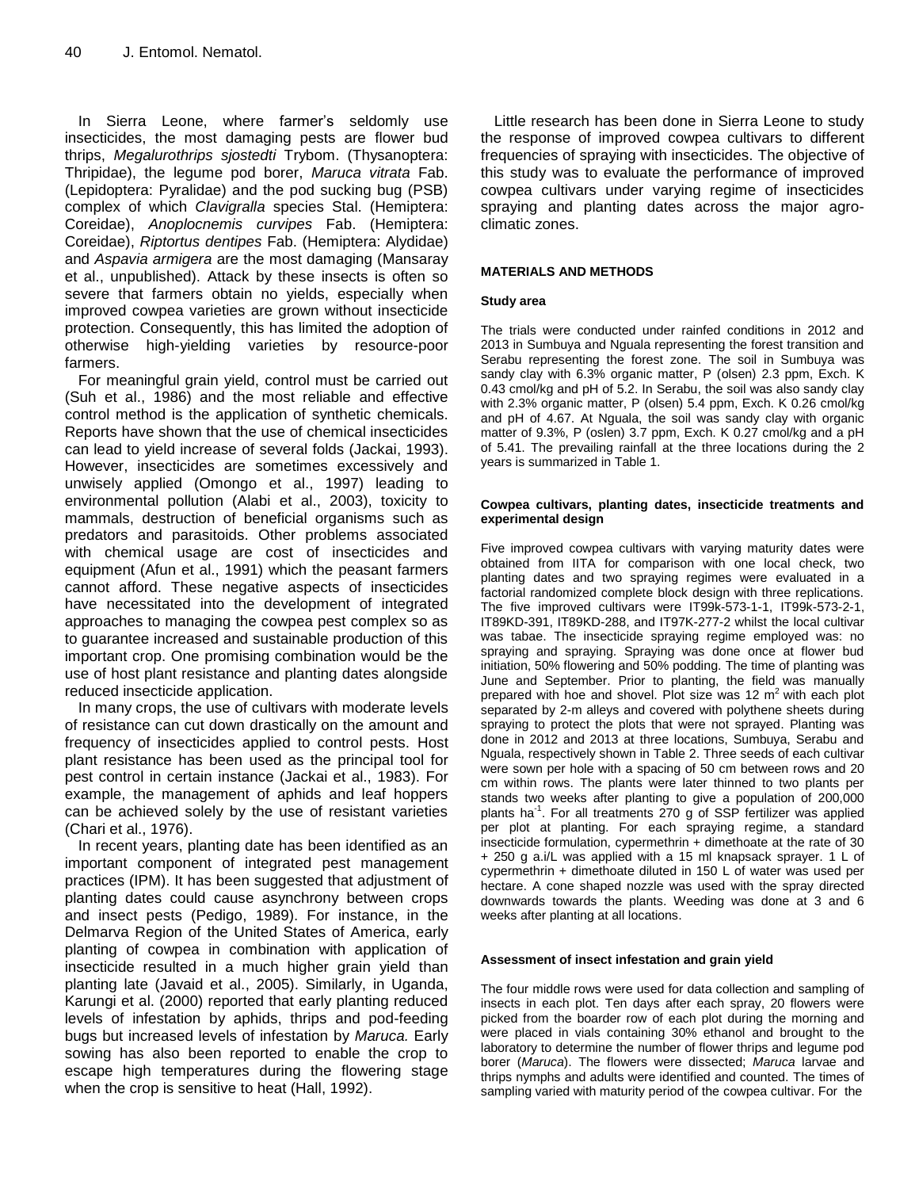In Sierra Leone, where farmer's seldomly use insecticides, the most damaging pests are flower bud thrips, *Megalurothrips sjostedti* Trybom. (Thysanoptera: Thripidae), the legume pod borer, *Maruca vitrata* Fab. (Lepidoptera: Pyralidae) and the pod sucking bug (PSB) complex of which *Clavigralla* species Stal. (Hemiptera: Coreidae), *Anoplocnemis curvipes* Fab. (Hemiptera: Coreidae), *Riptortus dentipes* Fab. (Hemiptera: Alydidae) and *Aspavia armigera* are the most damaging (Mansaray et al., unpublished). Attack by these insects is often so severe that farmers obtain no yields, especially when improved cowpea varieties are grown without insecticide protection. Consequently, this has limited the adoption of otherwise high-yielding varieties by resource-poor farmers.

For meaningful grain yield, control must be carried out (Suh et al., 1986) and the most reliable and effective control method is the application of synthetic chemicals. Reports have shown that the use of chemical insecticides can lead to yield increase of several folds (Jackai, 1993). However, insecticides are sometimes excessively and unwisely applied (Omongo et al., 1997) leading to environmental pollution (Alabi et al., 2003), toxicity to mammals, destruction of beneficial organisms such as predators and parasitoids. Other problems associated with chemical usage are cost of insecticides and equipment (Afun et al., 1991) which the peasant farmers cannot afford. These negative aspects of insecticides have necessitated into the development of integrated approaches to managing the cowpea pest complex so as to guarantee increased and sustainable production of this important crop. One promising combination would be the use of host plant resistance and planting dates alongside reduced insecticide application.

In many crops, the use of cultivars with moderate levels of resistance can cut down drastically on the amount and frequency of insecticides applied to control pests. Host plant resistance has been used as the principal tool for pest control in certain instance (Jackai et al., 1983). For example, the management of aphids and leaf hoppers can be achieved solely by the use of resistant varieties (Chari et al., 1976).

In recent years, planting date has been identified as an important component of integrated pest management practices (IPM). It has been suggested that adjustment of planting dates could cause asynchrony between crops and insect pests (Pedigo, 1989). For instance, in the Delmarva Region of the United States of America, early planting of cowpea in combination with application of insecticide resulted in a much higher grain yield than planting late (Javaid et al., 2005). Similarly, in Uganda, Karungi et al. (2000) reported that early planting reduced levels of infestation by aphids, thrips and pod-feeding bugs but increased levels of infestation by *Maruca.* Early sowing has also been reported to enable the crop to escape high temperatures during the flowering stage when the crop is sensitive to heat (Hall, 1992).

Little research has been done in Sierra Leone to study the response of improved cowpea cultivars to different frequencies of spraying with insecticides. The objective of this study was to evaluate the performance of improved cowpea cultivars under varying regime of insecticides spraying and planting dates across the major agro-climatic zones.

## MATERIALS AND METHODS

### Study area

The trials were conducted under rainfed conditions in 2012 and 2013 in Sumbuya and Nguala representing the forest transition and Serabu representing the forest zone. The soil in Sumbuya was sandy clay with 6.3% organic matter, P (olsen) 2.3 ppm, Exch. K 0.43 cmol/kg and pH of 5.2. In Serabu, the soil was also sandy clay with 2.3% organic matter, P (olsen) 5.4 ppm, Exch. K 0.26 cmol/kg and pH of 4.67. At Nguala, the soil was sandy clay with organic matter of 9.3%, P (oslen) 3.7 ppm, Exch. K 0.27 cmol/kg and a pH of 5.41. The prevailing rainfall at the three locations during the 2 years is summarized in Table 1.

### Cowpea cultivars, planting dates, insecticide treatments and experimental design

Five improved cowpea cultivars with varying maturity dates were obtained from IITA for comparison with one local check, two planting dates and two spraying regimes were evaluated in a factorial randomized complete block design with three replications. The five improved cultivars were IT99k-573-1-1, IT99k-573-2-1, IT89KD-391, IT89KD-288, and IT97K-277-2 whilst the local cultivar was tabae. The insecticide spraying regime employed was: no spraying and spraying. Spraying was done once at flower bud initiation, 50% flowering and 50% podding. The time of planting was June and September. Prior to planting, the field was manually prepared with hoe and shovel. Plot size was 12 $m^2$ with each plot separated by 2-m alleys and covered with polythene sheets during spraying to protect the plots that were not sprayed. Planting was done in 2012 and 2013 at three locations, Sumbuya, Serabu and Nguala, respectively shown in Table 2. Three seeds of each cultivar were sown per hole with a spacing of 50 cm between rows and 20 cm within rows. The plants were later thinned to two plants per stands two weeks after planting to give a population of 200,000 plants $ha^{-1}$. For all treatments 270 g of SSP fertilizer was applied per plot at planting. For each spraying regime, a standard insecticide formulation, cypermethrin + dimethoate at the rate of 30 + 250 g a.i/L was applied with a 15 ml knapsack sprayer. 1 L of cypermethrin + dimethoate diluted in 150 L of water was used per hectare. A cone shaped nozzle was used with the spray directed downwards towards the plants. Weeding was done at 3 and 6 weeks after planting at all locations.

### Assessment of insect infestation and grain yield

The four middle rows were used for data collection and sampling of insects in each plot. Ten days after each spray, 20 flowers were picked from the boarder row of each plot during the morning and were placed in vials containing 30% ethanol and brought to the laboratory to determine the number of flower thrips and legume pod borer (*Maruca*). The flowers were dissected; *Maruca* larvae and thrips nymphs and adults were identified and counted. The times of sampling varied with maturity period of the cowpea cultivar. For the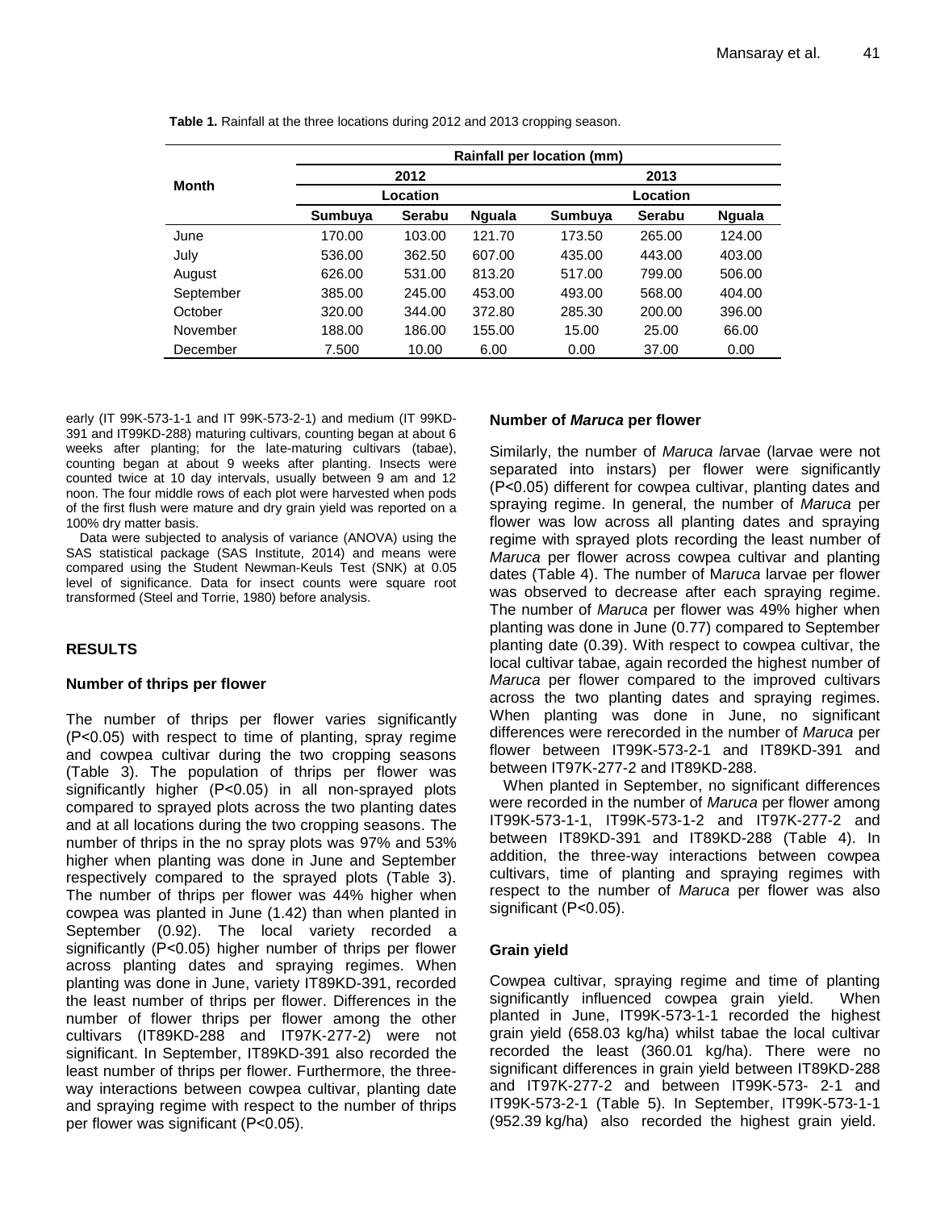**Table 1.** Rainfall at the three locations during 2012 and 2013 cropping season.

| Month | Rainfall per location (mm) | | | | | |
|---|---|---|---|---|---|---|
| | 2012 | | | 2013 | | |
| | Location | | | Location | | |
| | Sumbuya | Serabu | Nguala | Sumbuya | Serabu | Nguala |
| June | 170.00 | 103.00 | 121.70 | 173.50 | 265.00 | 124.00 |
| July | 536.00 | 362.50 | 607.00 | 435.00 | 443.00 | 403.00 |
| August | 626.00 | 531.00 | 813.20 | 517.00 | 799.00 | 506.00 |
| September | 385.00 | 245.00 | 453.00 | 493.00 | 568.00 | 404.00 |
| October | 320.00 | 344.00 | 372.80 | 285.30 | 200.00 | 396.00 |
| November | 188.00 | 186.00 | 155.00 | 15.00 | 25.00 | 66.00 |
| December | 7.500 | 10.00 | 6.00 | 0.00 | 37.00 | 0.00 |

early (IT 99K-573-1-1 and IT 99K-573-2-1) and medium (IT 99KD-391 and IT99KD-288) maturing cultivars, counting began at about 6 weeks after planting; for the late-maturing cultivars (tabae), counting began at about 9 weeks after planting. Insects were counted twice at 10 day intervals, usually between 9 am and 12 noon. The four middle rows of each plot were harvested when pods of the first flush were mature and dry grain yield was reported on a 100% dry matter basis.

Data were subjected to analysis of variance (ANOVA) using the SAS statistical package (SAS Institute, 2014) and means were compared using the Student Newman-Keuls Test (SNK) at 0.05 level of significance. Data for insect counts were square root transformed (Steel and Torrie, 1980) before analysis.

## RESULTS

### Number of thrips per flower

The number of thrips per flower varies significantly (P<0.05) with respect to time of planting, spray regime and cowpea cultivar during the two cropping seasons (Table 3). The population of thrips per flower was significantly higher (P<0.05) in all non-sprayed plots compared to sprayed plots across the two planting dates and at all locations during the two cropping seasons. The number of thrips in the no spray plots was 97% and 53% higher when planting was done in June and September respectively compared to the sprayed plots (Table 3). The number of thrips per flower was 44% higher when cowpea was planted in June (1.42) than when planted in September (0.92). The local variety recorded a significantly (P<0.05) higher number of thrips per flower across planting dates and spraying regimes. When planting was done in June, variety IT89KD-391, recorded the least number of thrips per flower. Differences in the number of flower thrips per flower among the other cultivars (IT89KD-288 and IT97K-277-2) were not significant. In September, IT89KD-391 also recorded the least number of thrips per flower. Furthermore, the three-way interactions between cowpea cultivar, planting date and spraying regime with respect to the number of thrips per flower was significant (P<0.05).

### Number of *Maruca* per flower

Similarly, the number of *Maruca l*arvae (larvae were not separated into instars) per flower were significantly (P<0.05) different for cowpea cultivar, planting dates and spraying regime. In general, the number of *Maruca* per flower was low across all planting dates and spraying regime with sprayed plots recording the least number of *Maruca* per flower across cowpea cultivar and planting dates (Table 4). The number of M*aruca* larvae per flower was observed to decrease after each spraying regime. The number of *Maruca* per flower was 49% higher when planting was done in June (0.77) compared to September planting date (0.39). With respect to cowpea cultivar, the local cultivar tabae, again recorded the highest number of *Maruca* per flower compared to the improved cultivars across the two planting dates and spraying regimes. When planting was done in June, no significant differences were rerecorded in the number of *Maruca* per flower between IT99K-573-2-1 and IT89KD-391 and between IT97K-277-2 and IT89KD-288.

When planted in September, no significant differences were recorded in the number of *Maruca* per flower among IT99K-573-1-1, IT99K-573-1-2 and IT97K-277-2 and between IT89KD-391 and IT89KD-288 (Table 4). In addition, the three-way interactions between cowpea cultivars, time of planting and spraying regimes with respect to the number of *Maruca* per flower was also significant (P<0.05).

### Grain yield

Cowpea cultivar, spraying regime and time of planting significantly influenced cowpea grain yield. When planted in June, IT99K-573-1-1 recorded the highest grain yield (658.03 kg/ha) whilst tabae the local cultivar recorded the least (360.01 kg/ha). There were no significant differences in grain yield between IT89KD-288 and IT97K-277-2 and between IT99K-573- 2-1 and IT99K-573-2-1 (Table 5). In September, IT99K-573-1-1 (952.39 kg/ha) also recorded the highest grain yield.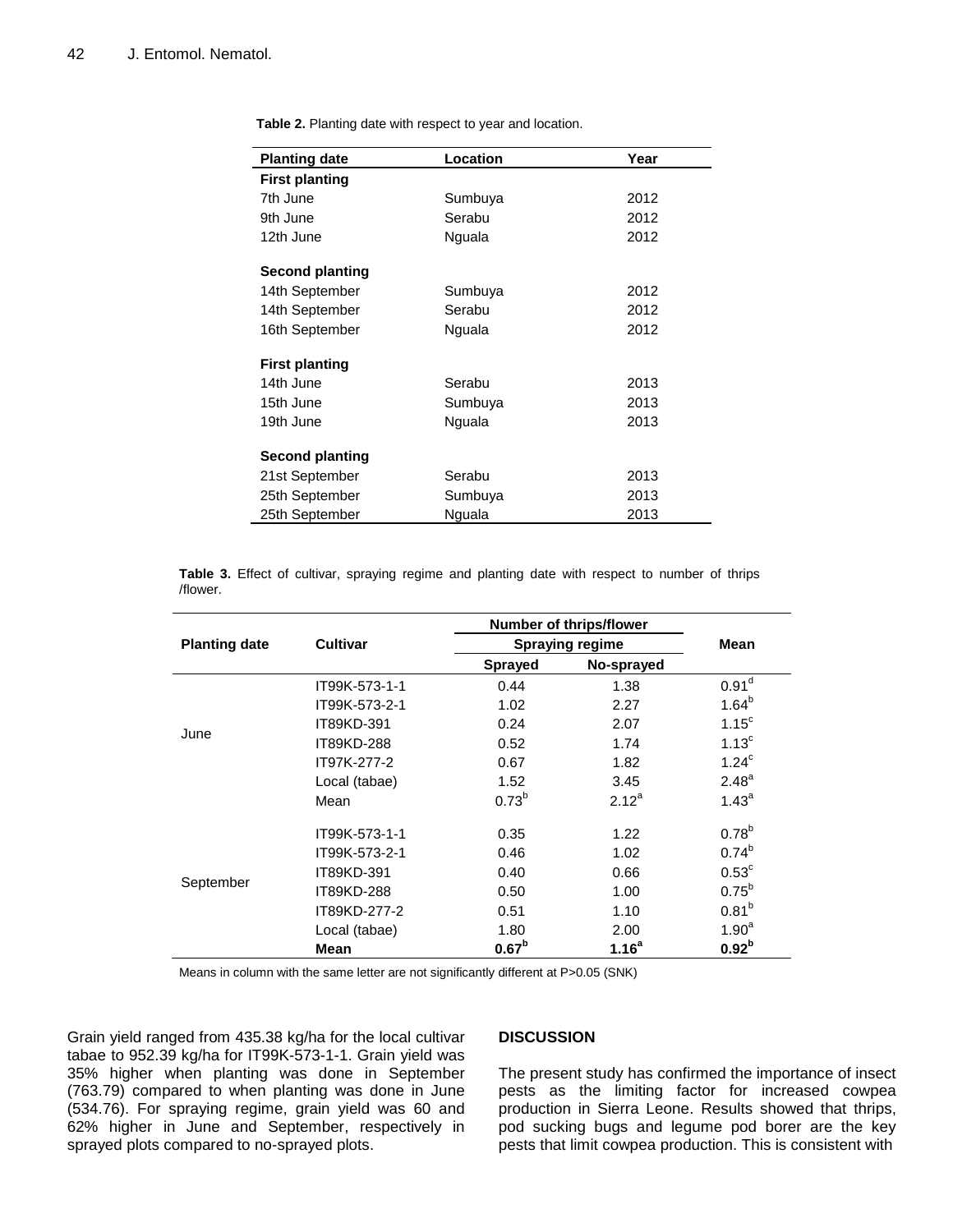**Table 2.** Planting date with respect to year and location.

| Planting date | Location | Year |
|---|---|---|
| **First planting** | | |
| 7th June | Sumbuya | 2012 |
| 9th June | Serabu | 2012 |
| 12th June | Nguala | 2012 |
| **Second planting** | | |
| 14th September | Sumbuya | 2012 |
| 14th September | Serabu | 2012 |
| 16th September | Nguala | 2012 |
| **First planting** | | |
| 14th June | Serabu | 2013 |
| 15th June | Sumbuya | 2013 |
| 19th June | Nguala | 2013 |
| **Second planting** | | |
| 21st September | Serabu | 2013 |
| 25th September | Sumbuya | 2013 |
| 25th September | Nguala | 2013 |

**Table 3.** Effect of cultivar, spraying regime and planting date with respect to number of thrips /flower.

| Planting date | Cultivar | Number of thrips/flower | | Mean |
|---|---|---|---|---|
| | | Spraying regime | | |
| | | Sprayed | No-sprayed | |
| June | IT99K-573-1-1 | 0.44 | 1.38 | $0.91^{d}$ |
| | IT99K-573-2-1 | 1.02 | 2.27 | $1.64^{b}$ |
| | IT89KD-391 | 0.24 | 2.07 | $1.15^{c}$ |
| | IT89KD-288 | 0.52 | 1.74 | $1.13^{c}$ |
| | IT97K-277-2 | 0.67 | 1.82 | $1.24^{c}$ |
| | Local (tabae) | 1.52 | 3.45 | $2.48^{a}$ |
| | Mean | $0.73^{b}$ | $2.12^{a}$ | $1.43^{a}$ |
| September | IT99K-573-1-1 | 0.35 | 1.22 | $0.78^{b}$ |
| | IT99K-573-2-1 | 0.46 | 1.02 | $0.74^{b}$ |
| | IT89KD-391 | 0.40 | 0.66 | $0.53^{c}$ |
| | IT89KD-288 | 0.50 | 1.00 | $0.75^{b}$ |
| | IT89KD-277-2 | 0.51 | 1.10 | $0.81^{b}$ |
| | Local (tabae) | 1.80 | 2.00 | $1.90^{a}$ |
| | **Mean** | $\mathbf{0.67^{b}}$ | $\mathbf{1.16^{a}}$ | $\mathbf{0.92^{b}}$ |

Means in column with the same letter are not significantly different at P>0.05 (SNK)

Grain yield ranged from 435.38 kg/ha for the local cultivar tabae to 952.39 kg/ha for IT99K-573-1-1. Grain yield was 35% higher when planting was done in September (763.79) compared to when planting was done in June (534.76). For spraying regime, grain yield was 60 and 62% higher in June and September, respectively in sprayed plots compared to no-sprayed plots.

## DISCUSSION

The present study has confirmed the importance of insect pests as the limiting factor for increased cowpea production in Sierra Leone. Results showed that thrips, pod sucking bugs and legume pod borer are the key pests that limit cowpea production. This is consistent with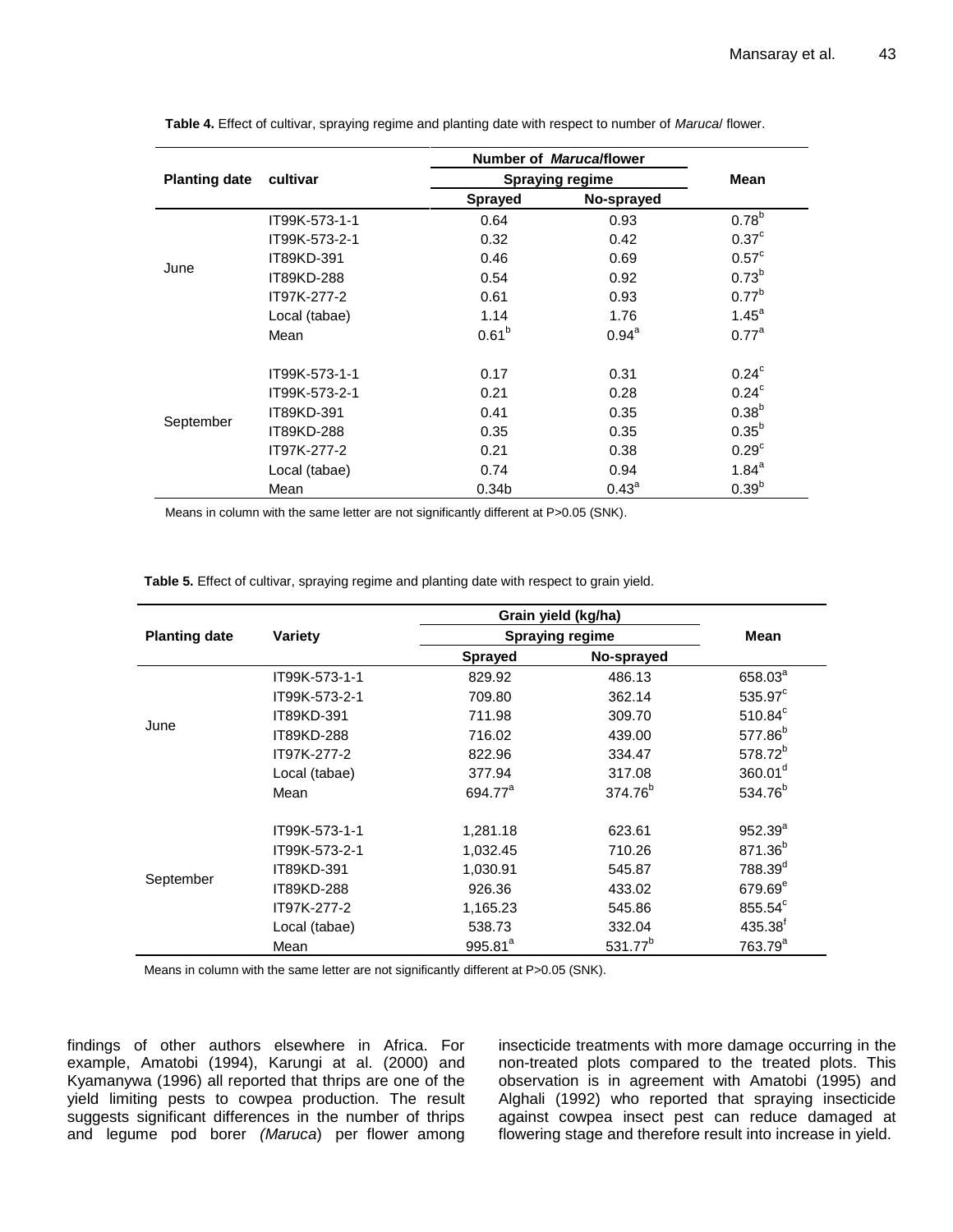**Table 4.** Effect of cultivar, spraying regime and planting date with respect to number of *Maruca*/ flower.

| Planting date | cultivar | Number of *Maruca*/flower | | Mean |
|---|---|---|---|---|
| | | Spraying regime | | |
| | | Sprayed | No-sprayed | |
| June | IT99K-573-1-1 | 0.64 | 0.93 | 0.78$^{b}$ |
| | IT99K-573-2-1 | 0.32 | 0.42 | 0.37$^{c}$ |
| | IT89KD-391 | 0.46 | 0.69 | 0.57$^{c}$ |
| | IT89KD-288 | 0.54 | 0.92 | 0.73$^{b}$ |
| | IT97K-277-2 | 0.61 | 0.93 | 0.77$^{b}$ |
| | Local (tabae) | 1.14 | 1.76 | 1.45$^{a}$ |
| | Mean | 0.61$^{b}$ | 0.94$^{a}$ | 0.77$^{a}$ |
| September | IT99K-573-1-1 | 0.17 | 0.31 | 0.24$^{c}$ |
| | IT99K-573-2-1 | 0.21 | 0.28 | 0.24$^{c}$ |
| | IT89KD-391 | 0.41 | 0.35 | 0.38$^{b}$ |
| | IT89KD-288 | 0.35 | 0.35 | 0.35$^{b}$ |
| | IT97K-277-2 | 0.21 | 0.38 | 0.29$^{c}$ |
| | Local (tabae) | 0.74 | 0.94 | 1.84$^{a}$ |
| | Mean | 0.34b | 0.43$^{a}$ | 0.39$^{b}$ |

Means in column with the same letter are not significantly different at P>0.05 (SNK).

**Table 5.** Effect of cultivar, spraying regime and planting date with respect to grain yield.

| Planting date | Variety | Grain yield (kg/ha) | | Mean |
|---|---|---|---|---|
| | | Spraying regime | | |
| | | Sprayed | No-sprayed | |
| June | IT99K-573-1-1 | 829.92 | 486.13 | 658.03$^{a}$ |
| | IT99K-573-2-1 | 709.80 | 362.14 | 535.97$^{c}$ |
| | IT89KD-391 | 711.98 | 309.70 | 510.84$^{c}$ |
| | IT89KD-288 | 716.02 | 439.00 | 577.86$^{b}$ |
| | IT97K-277-2 | 822.96 | 334.47 | 578.72$^{b}$ |
| | Local (tabae) | 377.94 | 317.08 | 360.01$^{d}$ |
| | Mean | 694.77$^{a}$ | 374.76$^{b}$ | 534.76$^{b}$ |
| September | IT99K-573-1-1 | 1,281.18 | 623.61 | 952.39$^{a}$ |
| | IT99K-573-2-1 | 1,032.45 | 710.26 | 871.36$^{b}$ |
| | IT89KD-391 | 1,030.91 | 545.87 | 788.39$^{d}$ |
| | IT89KD-288 | 926.36 | 433.02 | 679.69$^{e}$ |
| | IT97K-277-2 | 1,165.23 | 545.86 | 855.54$^{c}$ |
| | Local (tabae) | 538.73 | 332.04 | 435.38$^{f}$ |
| | Mean | 995.81$^{a}$ | 531.77$^{b}$ | 763.79$^{a}$ |

Means in column with the same letter are not significantly different at P>0.05 (SNK).

findings of other authors elsewhere in Africa. For example, Amatobi (1994), Karungi at al. (2000) and Kyamanywa (1996) all reported that thrips are one of the yield limiting pests to cowpea production. The result suggests significant differences in the number of thrips and legume pod borer *(Maruca)* per flower among insecticide treatments with more damage occurring in the non-treated plots compared to the treated plots. This observation is in agreement with Amatobi (1995) and Alghali (1992) who reported that spraying insecticide against cowpea insect pest can reduce damaged at flowering stage and therefore result into increase in yield.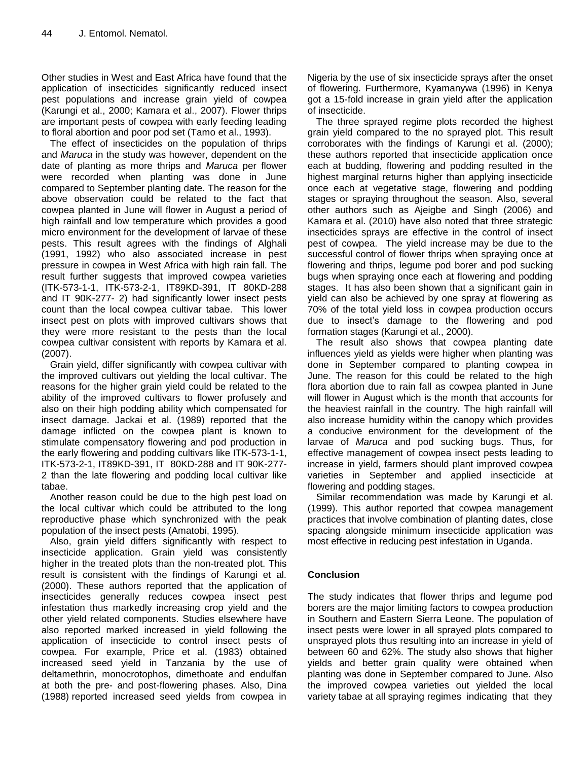Other studies in West and East Africa have found that the application of insecticides significantly reduced insect pest populations and increase grain yield of cowpea (Karungi et al., 2000; Kamara et al., 2007). Flower thrips are important pests of cowpea with early feeding leading to floral abortion and poor pod set (Tamo et al., 1993).

The effect of insecticides on the population of thrips and *Maruca* in the study was however, dependent on the date of planting as more thrips and *Maruca* per flower were recorded when planting was done in June compared to September planting date. The reason for the above observation could be related to the fact that cowpea planted in June will flower in August a period of high rainfall and low temperature which provides a good micro environment for the development of larvae of these pests. This result agrees with the findings of Alghali (1991, 1992) who also associated increase in pest pressure in cowpea in West Africa with high rain fall. The result further suggests that improved cowpea varieties (ITK-573-1-1, ITK-573-2-1, IT89KD-391, IT 80KD-288 and IT 90K-277- 2) had significantly lower insect pests count than the local cowpea cultivar tabae. This lower insect pest on plots with improved cultivars shows that they were more resistant to the pests than the local cowpea cultivar consistent with reports by Kamara et al. (2007).

Grain yield, differ significantly with cowpea cultivar with the improved cultivars out yielding the local cultivar. The reasons for the higher grain yield could be related to the ability of the improved cultivars to flower profusely and also on their high podding ability which compensated for insect damage. Jackai et al. (1989) reported that the damage inflicted on the cowpea plant is known to stimulate compensatory flowering and pod production in the early flowering and podding cultivars like ITK-573-1-1, ITK-573-2-1, IT89KD-391, IT 80KD-288 and IT 90K-277-2 than the late flowering and podding local cultivar like tabae.

Another reason could be due to the high pest load on the local cultivar which could be attributed to the long reproductive phase which synchronized with the peak population of the insect pests (Amatobi, 1995).

Also, grain yield differs significantly with respect to insecticide application. Grain yield was consistently higher in the treated plots than the non-treated plot. This result is consistent with the findings of Karungi et al. (2000). These authors reported that the application of insecticides generally reduces cowpea insect pest infestation thus markedly increasing crop yield and the other yield related components. Studies elsewhere have also reported marked increased in yield following the application of insecticide to control insect pests of cowpea. For example, Price et al. (1983) obtained increased seed yield in Tanzania by the use of deltamethrin, monocrotophos, dimethoate and endulfan at both the pre- and post-flowering phases. Also, Dina (1988) reported increased seed yields from cowpea in Nigeria by the use of six insecticide sprays after the onset of flowering. Furthermore, Kyamanywa (1996) in Kenya got a 15-fold increase in grain yield after the application of insecticide.

The three sprayed regime plots recorded the highest grain yield compared to the no sprayed plot. This result corroborates with the findings of Karungi et al. (2000); these authors reported that insecticide application once each at budding, flowering and podding resulted in the highest marginal returns higher than applying insecticide once each at vegetative stage, flowering and podding stages or spraying throughout the season. Also, several other authors such as Ajeigbe and Singh (2006) and Kamara et al. (2010) have also noted that three strategic insecticides sprays are effective in the control of insect pest of cowpea. The yield increase may be due to the successful control of flower thrips when spraying once at flowering and thrips, legume pod borer and pod sucking bugs when spraying once each at flowering and podding stages. It has also been shown that a significant gain in yield can also be achieved by one spray at flowering as 70% of the total yield loss in cowpea production occurs due to insect's damage to the flowering and pod formation stages (Karungi et al., 2000).

The result also shows that cowpea planting date influences yield as yields were higher when planting was done in September compared to planting cowpea in June. The reason for this could be related to the high flora abortion due to rain fall as cowpea planted in June will flower in August which is the month that accounts for the heaviest rainfall in the country. The high rainfall will also increase humidity within the canopy which provides a conducive environment for the development of the larvae of *Maruca* and pod sucking bugs. Thus, for effective management of cowpea insect pests leading to increase in yield, farmers should plant improved cowpea varieties in September and applied insecticide at flowering and podding stages.

Similar recommendation was made by Karungi et al. (1999). This author reported that cowpea management practices that involve combination of planting dates, close spacing alongside minimum insecticide application was most effective in reducing pest infestation in Uganda.

## Conclusion

The study indicates that flower thrips and legume pod borers are the major limiting factors to cowpea production in Southern and Eastern Sierra Leone. The population of insect pests were lower in all sprayed plots compared to unsprayed plots thus resulting into an increase in yield of between 60 and 62%. The study also shows that higher yields and better grain quality were obtained when planting was done in September compared to June. Also the improved cowpea varieties out yielded the local variety tabae at all spraying regimes indicating that they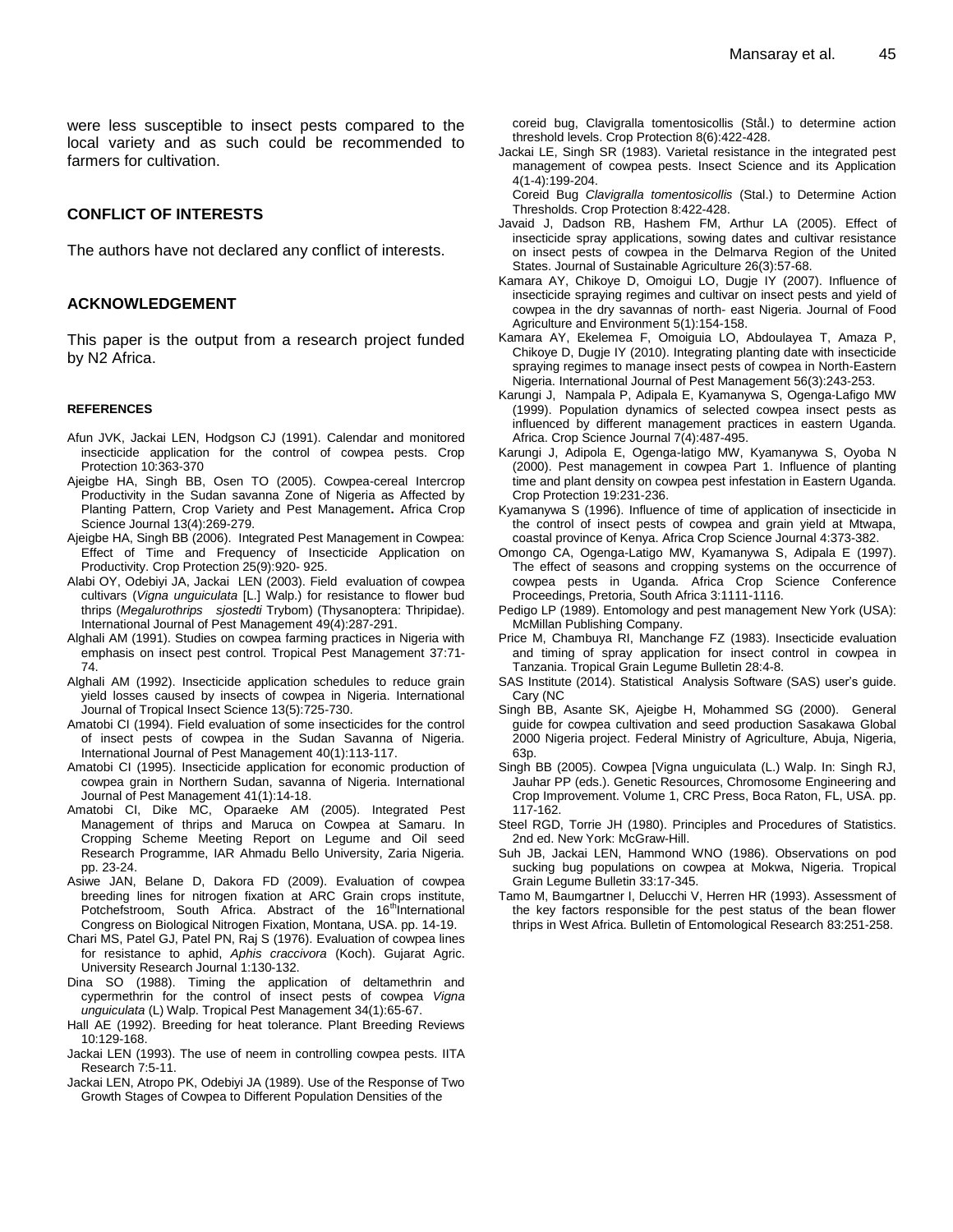were less susceptible to insect pests compared to the local variety and as such could be recommended to farmers for cultivation.

## CONFLICT OF INTERESTS

The authors have not declared any conflict of interests.

## ACKNOWLEDGEMENT

This paper is the output from a research project funded by N2 Africa.

## REFERENCES

Afun JVK, Jackai LEN, Hodgson CJ (1991). Calendar and monitored insecticide application for the control of cowpea pests. Crop Protection 10:363-370

Ajeigbe HA, Singh BB, Osen TO (2005). Cowpea-cereal Intercrop Productivity in the Sudan savanna Zone of Nigeria as Affected by Planting Pattern, Crop Variety and Pest Management**.** Africa Crop Science Journal 13(4):269-279.

Ajeigbe HA, Singh BB (2006). Integrated Pest Management in Cowpea: Effect of Time and Frequency of Insecticide Application on Productivity. Crop Protection 25(9):920- 925.

Alabi OY, Odebiyi JA, Jackai LEN (2003). Field evaluation of cowpea cultivars (*Vigna unguiculata* [L.] Walp.) for resistance to flower bud thrips (*Megalurothrips sjostedti* Trybom) (Thysanoptera: Thripidae). International Journal of Pest Management 49(4):287-291.

Alghali AM (1991). Studies on cowpea farming practices in Nigeria with emphasis on insect pest control. Tropical Pest Management 37:71-74.

Alghali AM (1992). Insecticide application schedules to reduce grain yield losses caused by insects of cowpea in Nigeria. International Journal of Tropical Insect Science 13(5):725-730.

Amatobi CI (1994). Field evaluation of some insecticides for the control of insect pests of cowpea in the Sudan Savanna of Nigeria. International Journal of Pest Management 40(1):113-117.

Amatobi CI (1995). Insecticide application for economic production of cowpea grain in Northern Sudan, savanna of Nigeria. International Journal of Pest Management 41(1):14-18.

Amatobi CI, Dike MC, Oparaeke AM (2005). Integrated Pest Management of thrips and Maruca on Cowpea at Samaru. In Cropping Scheme Meeting Report on Legume and Oil seed Research Programme, IAR Ahmadu Bello University, Zaria Nigeria. pp. 23-24.

Asiwe JAN, Belane D, Dakora FD (2009). Evaluation of cowpea breeding lines for nitrogen fixation at ARC Grain crops institute, Potchefstroom, South Africa. Abstract of the 16th International Congress on Biological Nitrogen Fixation, Montana, USA. pp. 14-19.

Chari MS, Patel GJ, Patel PN, Raj S (1976). Evaluation of cowpea lines for resistance to aphid, *Aphis craccivora* (Koch). Gujarat Agric. University Research Journal 1:130-132.

Dina SO (1988). Timing the application of deltamethrin and cypermethrin for the control of insect pests of cowpea *Vigna unguiculata* (L) Walp. Tropical Pest Management 34(1):65-67.

Hall AE (1992). Breeding for heat tolerance. Plant Breeding Reviews 10:129-168.

Jackai LEN (1993). The use of neem in controlling cowpea pests. IITA Research 7:5-11.

Jackai LEN, Atropo PK, Odebiyi JA (1989). Use of the Response of Two Growth Stages of Cowpea to Different Population Densities of the coreid bug, Clavigralla tomentosicollis (Stål.) to determine action threshold levels. Crop Protection 8(6):422-428.

Jackai LE, Singh SR (1983). Varietal resistance in the integrated pest management of cowpea pests. Insect Science and its Application 4(1-4):199-204.
Coreid Bug *Clavigralla tomentosicollis* (Stal.) to Determine Action Thresholds. Crop Protection 8:422-428.

Javaid J, Dadson RB, Hashem FM, Arthur LA (2005). Effect of insecticide spray applications, sowing dates and cultivar resistance on insect pests of cowpea in the Delmarva Region of the United States. Journal of Sustainable Agriculture 26(3):57-68.

Kamara AY, Chikoye D, Omoigui LO, Dugje IY (2007). Influence of insecticide spraying regimes and cultivar on insect pests and yield of cowpea in the dry savannas of north- east Nigeria. Journal of Food Agriculture and Environment 5(1):154-158.

Kamara AY, Ekelemea F, Omoiguia LO, Abdoulayea T, Amaza P, Chikoye D, Dugje IY (2010). Integrating planting date with insecticide spraying regimes to manage insect pests of cowpea in North-Eastern Nigeria. International Journal of Pest Management 56(3):243-253.

Karungi J, Nampala P, Adipala E, Kyamanywa S, Ogenga-Lafigo MW (1999). Population dynamics of selected cowpea insect pests as influenced by different management practices in eastern Uganda. Africa. Crop Science Journal 7(4):487-495.

Karungi J, Adipola E, Ogenga-latigo MW, Kyamanywa S, Oyoba N (2000). Pest management in cowpea Part 1. Influence of planting time and plant density on cowpea pest infestation in Eastern Uganda. Crop Protection 19:231-236.

Kyamanywa S (1996). Influence of time of application of insecticide in the control of insect pests of cowpea and grain yield at Mtwapa, coastal province of Kenya. Africa Crop Science Journal 4:373-382.

Omongo CA, Ogenga-Latigo MW, Kyamanywa S, Adipala E (1997). The effect of seasons and cropping systems on the occurrence of cowpea pests in Uganda. Africa Crop Science Conference Proceedings, Pretoria, South Africa 3:1111-1116.

Pedigo LP (1989). Entomology and pest management New York (USA): McMillan Publishing Company.

Price M, Chambuya RI, Manchange FZ (1983). Insecticide evaluation and timing of spray application for insect control in cowpea in Tanzania. Tropical Grain Legume Bulletin 28:4-8.

SAS Institute (2014). Statistical Analysis Software (SAS) user's guide. Cary (NC

Singh BB, Asante SK, Ajeigbe H, Mohammed SG (2000). General guide for cowpea cultivation and seed production Sasakawa Global 2000 Nigeria project. Federal Ministry of Agriculture, Abuja, Nigeria, 63p.

Singh BB (2005). Cowpea [Vigna unguiculata (L.) Walp. In: Singh RJ, Jauhar PP (eds.). Genetic Resources, Chromosome Engineering and Crop Improvement. Volume 1, CRC Press, Boca Raton, FL, USA. pp. 117-162.

Steel RGD, Torrie JH (1980). Principles and Procedures of Statistics. 2nd ed. New York: McGraw-Hill.

Suh JB, Jackai LEN, Hammond WNO (1986). Observations on pod sucking bug populations on cowpea at Mokwa, Nigeria. Tropical Grain Legume Bulletin 33:17-345.

Tamo M, Baumgartner I, Delucchi V, Herren HR (1993). Assessment of the key factors responsible for the pest status of the bean flower thrips in West Africa. Bulletin of Entomological Research 83:251-258.